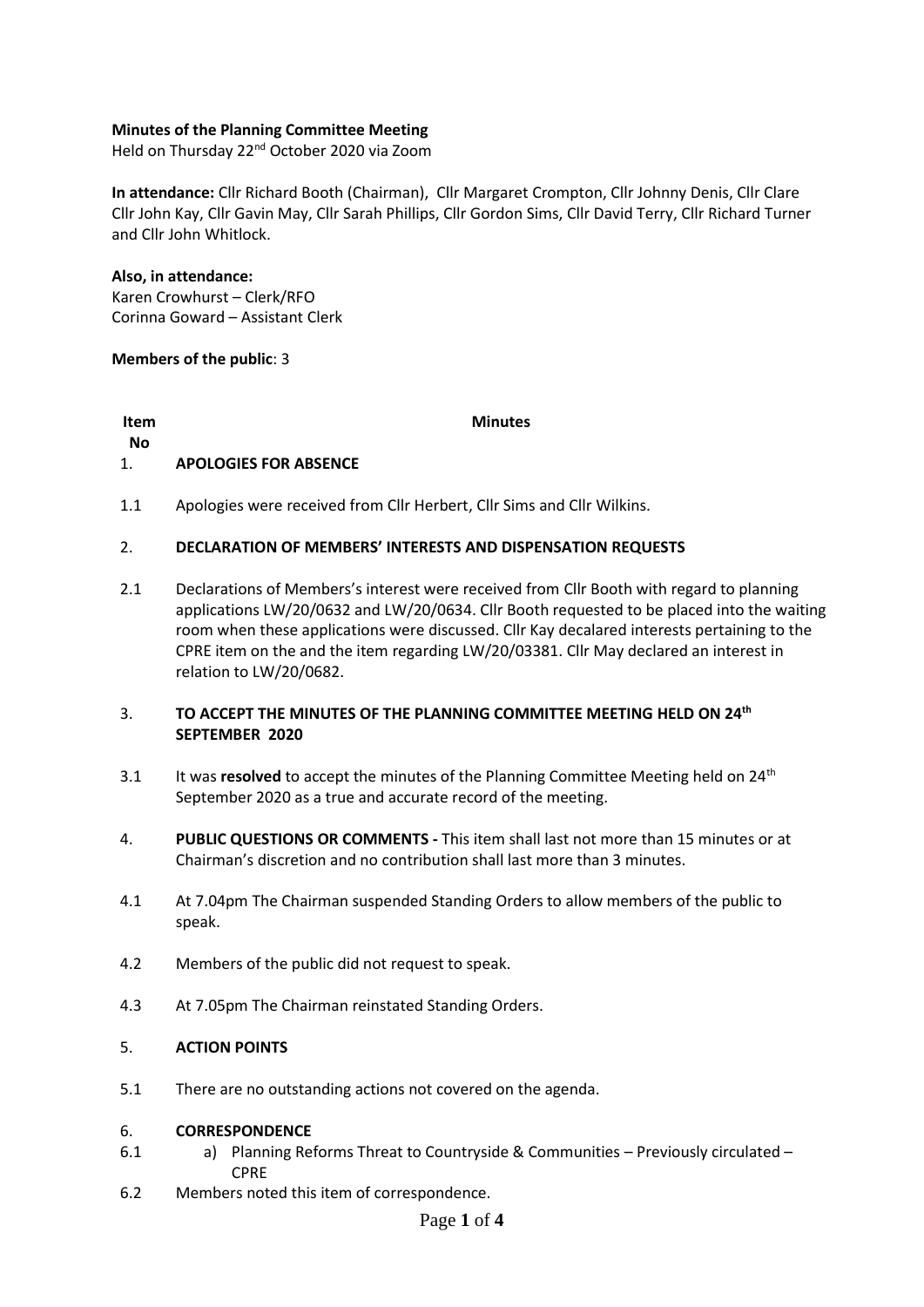**Minutes of the Planning Committee Meeting**
Held on Thursday 22nd October 2020 via Zoom

**In attendance:** Cllr Richard Booth (Chairman), Cllr Margaret Crompton, Cllr Johnny Denis, Cllr Clare Cllr John Kay, Cllr Gavin May, Cllr Sarah Phillips, Cllr Gordon Sims, Cllr David Terry, Cllr Richard Turner and Cllr John Whitlock.

**Also, in attendance:**
Karen Crowhurst – Clerk/RFO
Corinna Goward – Assistant Clerk

**Members of the public**: 3

| Item No | Minutes |
|---|---|
| 1. | **APOLOGIES FOR ABSENCE** |
| 1.1 | Apologies were received from Cllr Herbert, Cllr Sims and Cllr Wilkins. |
| 2. | **DECLARATION OF MEMBERS' INTERESTS AND DISPENSATION REQUESTS** |
| 2.1 | Declarations of Members's interest were received from Cllr Booth with regard to planning applications LW/20/0632 and LW/20/0634. Cllr Booth requested to be placed into the waiting room when these applications were discussed. Cllr Kay decalared interests pertaining to the CPRE item on the and the item regarding LW/20/03381. Cllr May declared an interest in relation to LW/20/0682. |
| 3. | **TO ACCEPT THE MINUTES OF THE PLANNING COMMITTEE MEETING HELD ON 24th SEPTEMBER 2020** |
| 3.1 | It was **resolved** to accept the minutes of the Planning Committee Meeting held on 24th September 2020 as a true and accurate record of the meeting. |
| 4. | **PUBLIC QUESTIONS OR COMMENTS -** This item shall last not more than 15 minutes or at Chairman's discretion and no contribution shall last more than 3 minutes. |
| 4.1 | At 7.04pm The Chairman suspended Standing Orders to allow members of the public to speak. |
| 4.2 | Members of the public did not request to speak. |
| 4.3 | At 7.05pm The Chairman reinstated Standing Orders. |
| 5. | **ACTION POINTS** |
| 5.1 | There are no outstanding actions not covered on the agenda. |
| 6. | **CORRESPONDENCE** |
| 6.1 | a) Planning Reforms Threat to Countryside & Communities – Previously circulated – CPRE |
| 6.2 | Members noted this item of correspondence. |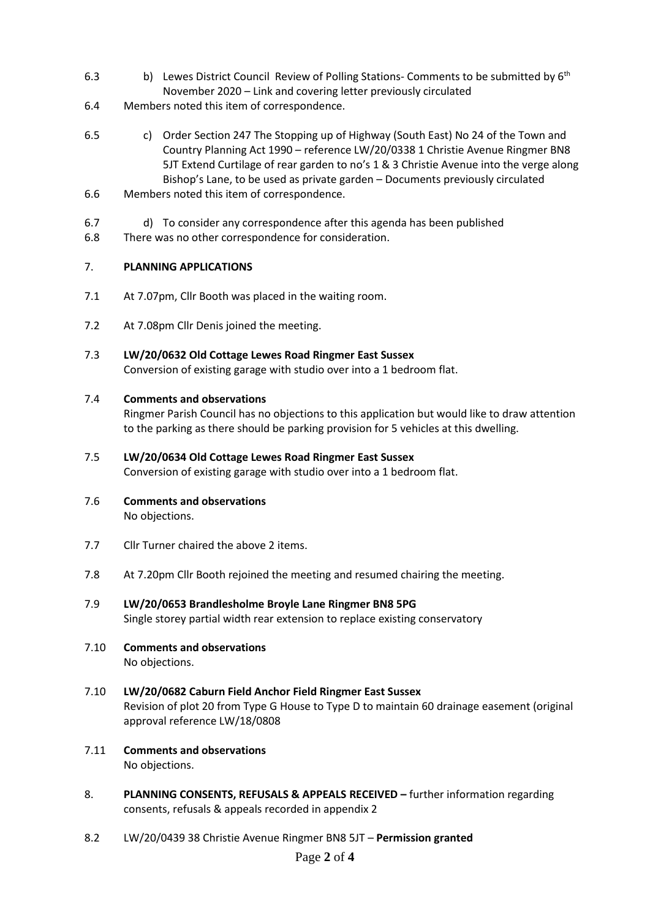6.3 b) Lewes District Council Review of Polling Stations- Comments to be submitted by 6th November 2020 – Link and covering letter previously circulated

6.4 Members noted this item of correspondence.

6.5 c) Order Section 247 The Stopping up of Highway (South East) No 24 of the Town and Country Planning Act 1990 – reference LW/20/0338 1 Christie Avenue Ringmer BN8 5JT Extend Curtilage of rear garden to no's 1 & 3 Christie Avenue into the verge along Bishop's Lane, to be used as private garden – Documents previously circulated

6.6 Members noted this item of correspondence.

6.7 d) To consider any correspondence after this agenda has been published

6.8 There was no other correspondence for consideration.

## 7. PLANNING APPLICATIONS

7.1 At 7.07pm, Cllr Booth was placed in the waiting room.

7.2 At 7.08pm Cllr Denis joined the meeting.

7.3 **LW/20/0632 Old Cottage Lewes Road Ringmer East Sussex**
Conversion of existing garage with studio over into a 1 bedroom flat.

7.4 **Comments and observations**
Ringmer Parish Council has no objections to this application but would like to draw attention to the parking as there should be parking provision for 5 vehicles at this dwelling.

7.5 **LW/20/0634 Old Cottage Lewes Road Ringmer East Sussex**
Conversion of existing garage with studio over into a 1 bedroom flat.

7.6 **Comments and observations**
No objections.

7.7 Cllr Turner chaired the above 2 items.

7.8 At 7.20pm Cllr Booth rejoined the meeting and resumed chairing the meeting.

7.9 **LW/20/0653 Brandlesholme Broyle Lane Ringmer BN8 5PG**
Single storey partial width rear extension to replace existing conservatory

7.10 **Comments and observations**
No objections.

7.10 **LW/20/0682 Caburn Field Anchor Field Ringmer East Sussex**
Revision of plot 20 from Type G House to Type D to maintain 60 drainage easement (original approval reference LW/18/0808

7.11 **Comments and observations**
No objections.

8. **PLANNING CONSENTS, REFUSALS & APPEALS RECEIVED –** further information regarding consents, refusals & appeals recorded in appendix 2

8.2 LW/20/0439 38 Christie Avenue Ringmer BN8 5JT – **Permission granted**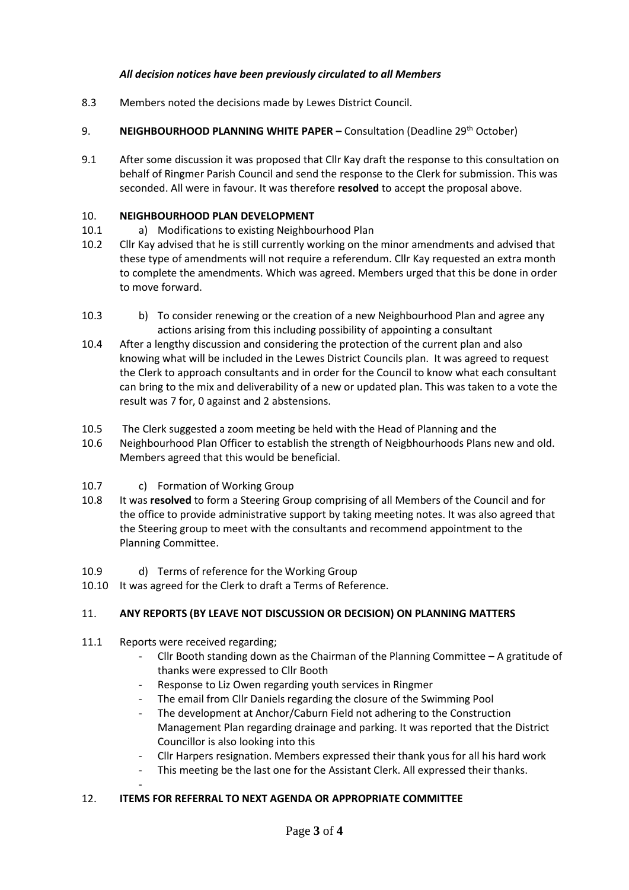***All decision notices have been previously circulated to all Members***

8.3 Members noted the decisions made by Lewes District Council.

9. **NEIGHBOURHOOD PLANNING WHITE PAPER –** Consultation (Deadline 29th October)

9.1 After some discussion it was proposed that Cllr Kay draft the response to this consultation on behalf of Ringmer Parish Council and send the response to the Clerk for submission. This was seconded. All were in favour. It was therefore **resolved** to accept the proposal above.

10. **NEIGHBOURHOOD PLAN DEVELOPMENT**

10.1 a) Modifications to existing Neighbourhood Plan

10.2 Cllr Kay advised that he is still currently working on the minor amendments and advised that these type of amendments will not require a referendum. Cllr Kay requested an extra month to complete the amendments. Which was agreed. Members urged that this be done in order to move forward.

10.3 b) To consider renewing or the creation of a new Neighbourhood Plan and agree any actions arising from this including possibility of appointing a consultant

10.4 After a lengthy discussion and considering the protection of the current plan and also knowing what will be included in the Lewes District Councils plan. It was agreed to request the Clerk to approach consultants and in order for the Council to know what each consultant can bring to the mix and deliverability of a new or updated plan. This was taken to a vote the result was 7 for, 0 against and 2 abstensions.

10.5 The Clerk suggested a zoom meeting be held with the Head of Planning and the

10.6 Neighbourhood Plan Officer to establish the strength of Neigbhourhoods Plans new and old. Members agreed that this would be beneficial.

10.7 c) Formation of Working Group

10.8 It was **resolved** to form a Steering Group comprising of all Members of the Council and for the office to provide administrative support by taking meeting notes. It was also agreed that the Steering group to meet with the consultants and recommend appointment to the Planning Committee.

10.9 d) Terms of reference for the Working Group

10.10 It was agreed for the Clerk to draft a Terms of Reference.

11. **ANY REPORTS (BY LEAVE NOT DISCUSSION OR DECISION) ON PLANNING MATTERS**

11.1 Reports were received regarding;

- Cllr Booth standing down as the Chairman of the Planning Committee – A gratitude of thanks were expressed to Cllr Booth
- Response to Liz Owen regarding youth services in Ringmer
- The email from Cllr Daniels regarding the closure of the Swimming Pool
- The development at Anchor/Caburn Field not adhering to the Construction Management Plan regarding drainage and parking. It was reported that the District Councillor is also looking into this
- Cllr Harpers resignation. Members expressed their thank yous for all his hard work
- This meeting be the last one for the Assistant Clerk. All expressed their thanks.
- 

12. **ITEMS FOR REFERRAL TO NEXT AGENDA OR APPROPRIATE COMMITTEE**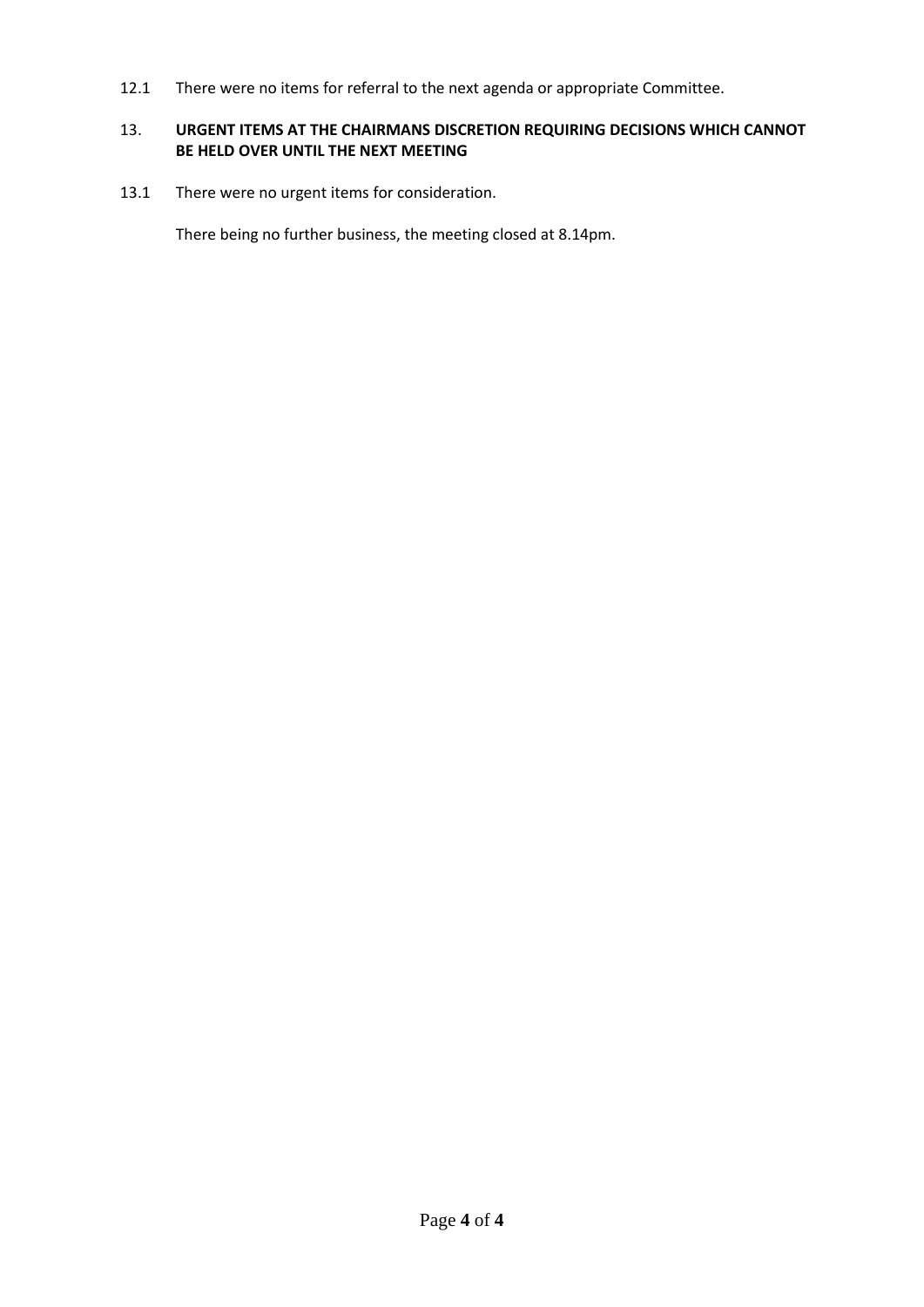12.1 There were no items for referral to the next agenda or appropriate Committee.

### 13. URGENT ITEMS AT THE CHAIRMANS DISCRETION REQUIRING DECISIONS WHICH CANNOT BE HELD OVER UNTIL THE NEXT MEETING

13.1 There were no urgent items for consideration.

There being no further business, the meeting closed at 8.14pm.